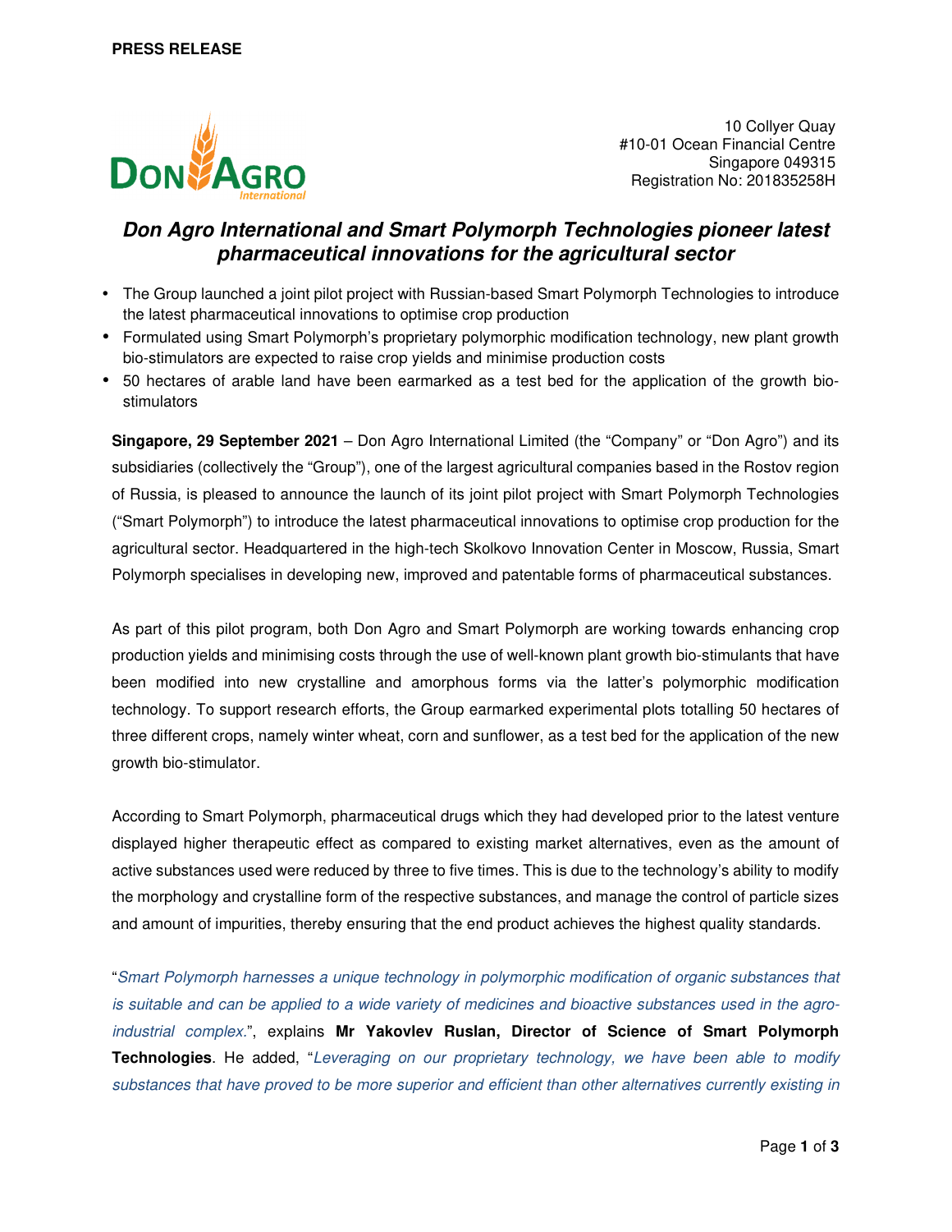**PRESS RELEASE**

10 Collyer Quay
#10-01 Ocean Financial Centre
Singapore 049315
Registration No: 201835258H

# *Don Agro International and Smart Polymorph Technologies pioneer latest pharmaceutical innovations for the agricultural sector*

- The Group launched a joint pilot project with Russian-based Smart Polymorph Technologies to introduce the latest pharmaceutical innovations to optimise crop production
- Formulated using Smart Polymorph's proprietary polymorphic modification technology, new plant growth bio-stimulators are expected to raise crop yields and minimise production costs
- 50 hectares of arable land have been earmarked as a test bed for the application of the growth bio-stimulators

**Singapore, 29 September 2021** – Don Agro International Limited (the "Company" or "Don Agro") and its subsidiaries (collectively the "Group"), one of the largest agricultural companies based in the Rostov region of Russia, is pleased to announce the launch of its joint pilot project with Smart Polymorph Technologies ("Smart Polymorph") to introduce the latest pharmaceutical innovations to optimise crop production for the agricultural sector. Headquartered in the high-tech Skolkovo Innovation Center in Moscow, Russia, Smart Polymorph specialises in developing new, improved and patentable forms of pharmaceutical substances.

As part of this pilot program, both Don Agro and Smart Polymorph are working towards enhancing crop production yields and minimising costs through the use of well-known plant growth bio-stimulants that have been modified into new crystalline and amorphous forms via the latter's polymorphic modification technology. To support research efforts, the Group earmarked experimental plots totalling 50 hectares of three different crops, namely winter wheat, corn and sunflower, as a test bed for the application of the new growth bio-stimulator.

According to Smart Polymorph, pharmaceutical drugs which they had developed prior to the latest venture displayed higher therapeutic effect as compared to existing market alternatives, even as the amount of active substances used were reduced by three to five times. This is due to the technology's ability to modify the morphology and crystalline form of the respective substances, and manage the control of particle sizes and amount of impurities, thereby ensuring that the end product achieves the highest quality standards.

"*Smart Polymorph harnesses a unique technology in polymorphic modification of organic substances that is suitable and can be applied to a wide variety of medicines and bioactive substances used in the agro-industrial complex.*", explains **Mr Yakovlev Ruslan, Director of Science of Smart Polymorph Technologies**. He added, "*Leveraging on our proprietary technology, we have been able to modify substances that have proved to be more superior and efficient than other alternatives currently existing in*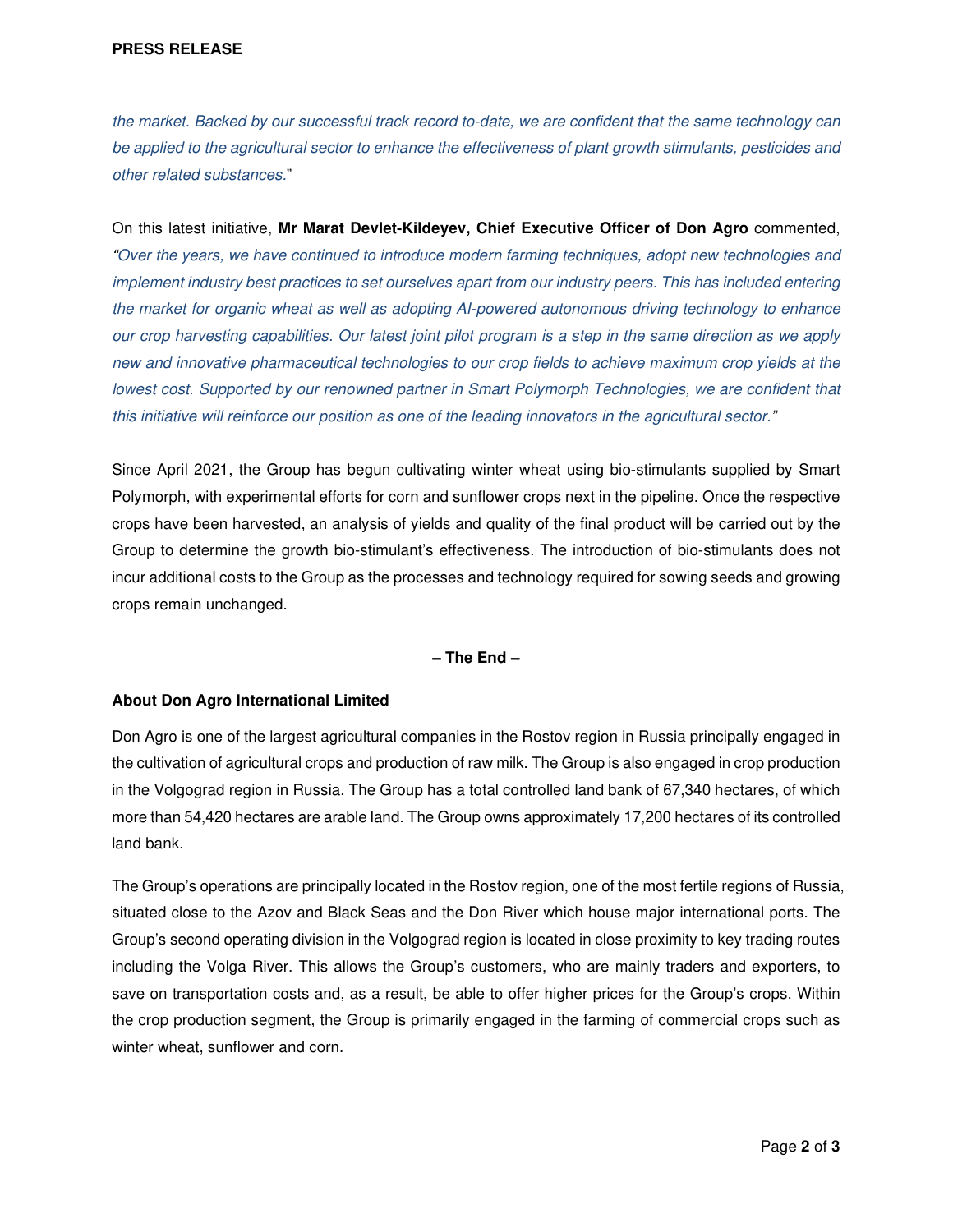*the market. Backed by our successful track record to-date, we are confident that the same technology can be applied to the agricultural sector to enhance the effectiveness of plant growth stimulants, pesticides and other related substances.*"

On this latest initiative, **Mr Marat Devlet-Kildeyev, Chief Executive Officer of Don Agro** commented, *"Over the years, we have continued to introduce modern farming techniques, adopt new technologies and implement industry best practices to set ourselves apart from our industry peers. This has included entering the market for organic wheat as well as adopting AI-powered autonomous driving technology to enhance our crop harvesting capabilities. Our latest joint pilot program is a step in the same direction as we apply new and innovative pharmaceutical technologies to our crop fields to achieve maximum crop yields at the lowest cost. Supported by our renowned partner in Smart Polymorph Technologies, we are confident that this initiative will reinforce our position as one of the leading innovators in the agricultural sector."*

Since April 2021, the Group has begun cultivating winter wheat using bio-stimulants supplied by Smart Polymorph, with experimental efforts for corn and sunflower crops next in the pipeline. Once the respective crops have been harvested, an analysis of yields and quality of the final product will be carried out by the Group to determine the growth bio-stimulant's effectiveness. The introduction of bio-stimulants does not incur additional costs to the Group as the processes and technology required for sowing seeds and growing crops remain unchanged.

– **The End** –

**About Don Agro International Limited**

Don Agro is one of the largest agricultural companies in the Rostov region in Russia principally engaged in the cultivation of agricultural crops and production of raw milk. The Group is also engaged in crop production in the Volgograd region in Russia. The Group has a total controlled land bank of 67,340 hectares, of which more than 54,420 hectares are arable land. The Group owns approximately 17,200 hectares of its controlled land bank.

The Group's operations are principally located in the Rostov region, one of the most fertile regions of Russia, situated close to the Azov and Black Seas and the Don River which house major international ports. The Group's second operating division in the Volgograd region is located in close proximity to key trading routes including the Volga River. This allows the Group's customers, who are mainly traders and exporters, to save on transportation costs and, as a result, be able to offer higher prices for the Group's crops. Within the crop production segment, the Group is primarily engaged in the farming of commercial crops such as winter wheat, sunflower and corn.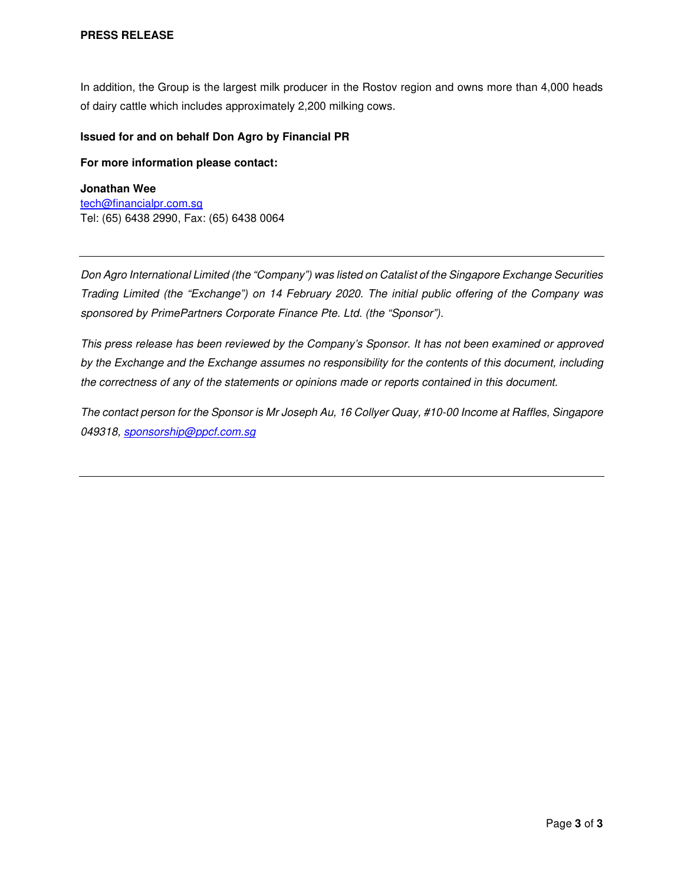In addition, the Group is the largest milk producer in the Rostov region and owns more than 4,000 heads of dairy cattle which includes approximately 2,200 milking cows.

**Issued for and on behalf Don Agro by Financial PR**

**For more information please contact:**

**Jonathan Wee**
tech@financialpr.com.sg
Tel: (65) 6438 2990, Fax: (65) 6438 0064

---

*Don Agro International Limited (the "Company") was listed on Catalist of the Singapore Exchange Securities Trading Limited (the "Exchange") on 14 February 2020. The initial public offering of the Company was sponsored by PrimePartners Corporate Finance Pte. Ltd. (the "Sponsor").*

*This press release has been reviewed by the Company's Sponsor. It has not been examined or approved by the Exchange and the Exchange assumes no responsibility for the contents of this document, including the correctness of any of the statements or opinions made or reports contained in this document.*

*The contact person for the Sponsor is Mr Joseph Au, 16 Collyer Quay, #10-00 Income at Raffles, Singapore 049318, sponsorship@ppcf.com.sg*

---